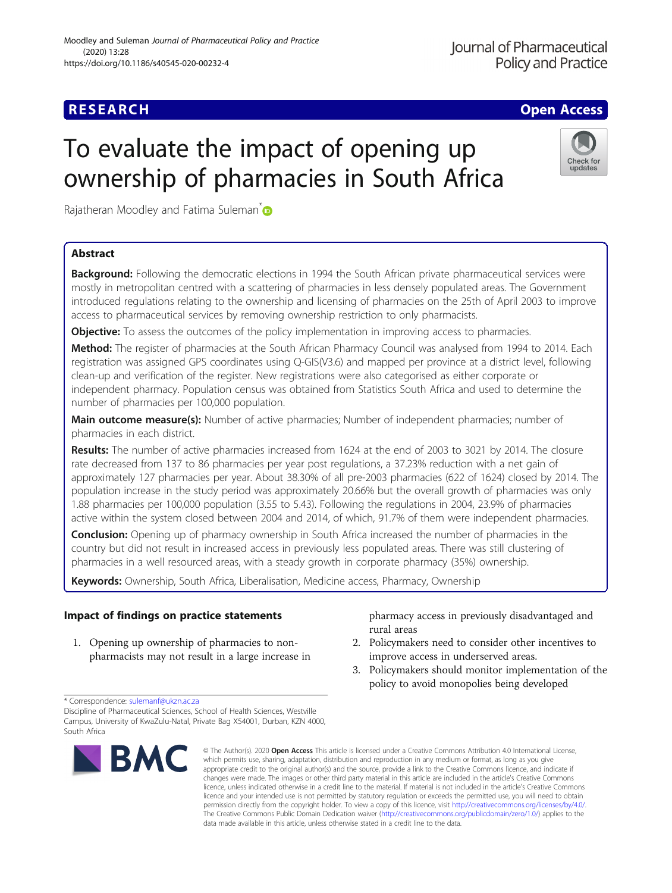RESEARCH

Open Access

# To evaluate the impact of opening up ownership of pharmacies in South Africa

Rajatheran Moodley and Fatima Suleman*

## Abstract

**Background:** Following the democratic elections in 1994 the South African private pharmaceutical services were mostly in metropolitan centred with a scattering of pharmacies in less densely populated areas. The Government introduced regulations relating to the ownership and licensing of pharmacies on the 25th of April 2003 to improve access to pharmaceutical services by removing ownership restriction to only pharmacists.

**Objective:** To assess the outcomes of the policy implementation in improving access to pharmacies.

**Method:** The register of pharmacies at the South African Pharmacy Council was analysed from 1994 to 2014. Each registration was assigned GPS coordinates using Q-GIS(V3.6) and mapped per province at a district level, following clean-up and verification of the register. New registrations were also categorised as either corporate or independent pharmacy. Population census was obtained from Statistics South Africa and used to determine the number of pharmacies per 100,000 population.

**Main outcome measure(s):** Number of active pharmacies; Number of independent pharmacies; number of pharmacies in each district.

**Results:** The number of active pharmacies increased from 1624 at the end of 2003 to 3021 by 2014. The closure rate decreased from 137 to 86 pharmacies per year post regulations, a 37.23% reduction with a net gain of approximately 127 pharmacies per year. About 38.30% of all pre-2003 pharmacies (622 of 1624) closed by 2014. The population increase in the study period was approximately 20.66% but the overall growth of pharmacies was only 1.88 pharmacies per 100,000 population (3.55 to 5.43). Following the regulations in 2004, 23.9% of pharmacies active within the system closed between 2004 and 2014, of which, 91.7% of them were independent pharmacies.

**Conclusion:** Opening up of pharmacy ownership in South Africa increased the number of pharmacies in the country but did not result in increased access in previously less populated areas. There was still clustering of pharmacies in a well resourced areas, with a steady growth in corporate pharmacy (35%) ownership.

**Keywords:** Ownership, South Africa, Liberalisation, Medicine access, Pharmacy, Ownership

## Impact of findings on practice statements

1. Opening up ownership of pharmacies to non-pharmacists may not result in a large increase in pharmacy access in previously disadvantaged and rural areas
2. Policymakers need to consider other incentives to improve access in underserved areas.
3. Policymakers should monitor implementation of the policy to avoid monopolies being developed

* Correspondence: sulemanf@ukzn.ac.za
Discipline of Pharmaceutical Sciences, School of Health Sciences, Westville Campus, University of KwaZulu-Natal, Private Bag X54001, Durban, KZN 4000, South Africa

© The Author(s). 2020 **Open Access** This article is licensed under a Creative Commons Attribution 4.0 International License, which permits use, sharing, adaptation, distribution and reproduction in any medium or format, as long as you give appropriate credit to the original author(s) and the source, provide a link to the Creative Commons licence, and indicate if changes were made. The images or other third party material in this article are included in the article's Creative Commons licence, unless indicated otherwise in a credit line to the material. If material is not included in the article's Creative Commons licence and your intended use is not permitted by statutory regulation or exceeds the permitted use, you will need to obtain permission directly from the copyright holder. To view a copy of this licence, visit http://creativecommons.org/licenses/by/4.0/. The Creative Commons Public Domain Dedication waiver (http://creativecommons.org/publicdomain/zero/1.0/) applies to the data made available in this article, unless otherwise stated in a credit line to the data.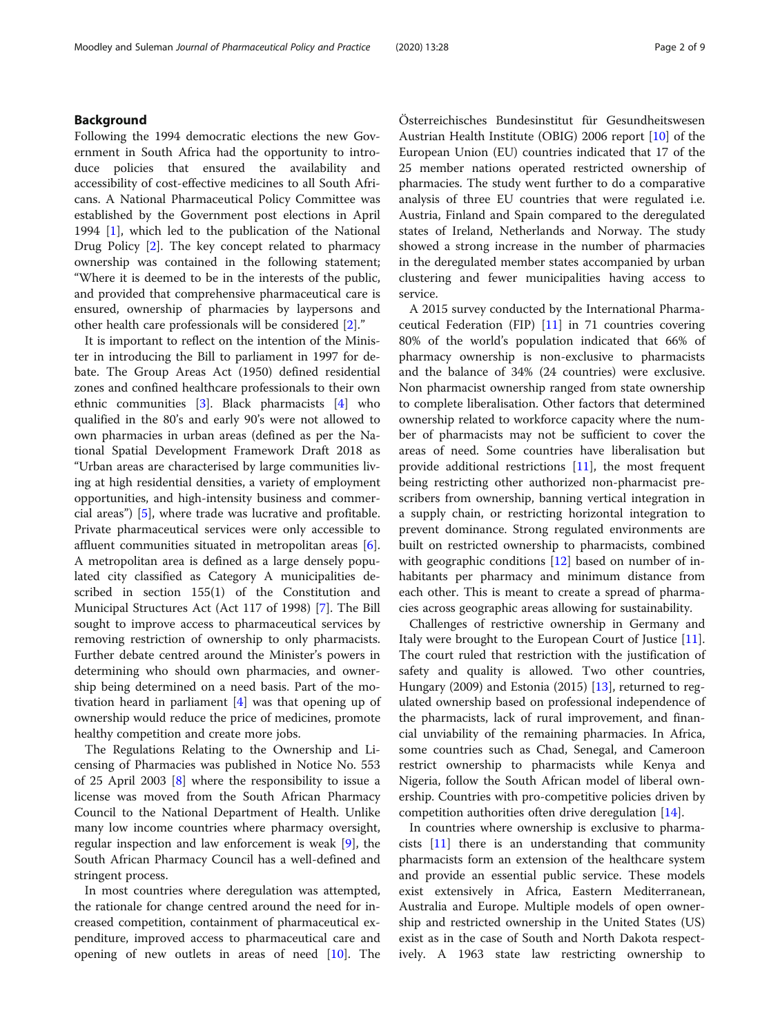## Background

Following the 1994 democratic elections the new Government in South Africa had the opportunity to introduce policies that ensured the availability and accessibility of cost-effective medicines to all South Africans. A National Pharmaceutical Policy Committee was established by the Government post elections in April 1994 [1], which led to the publication of the National Drug Policy [2]. The key concept related to pharmacy ownership was contained in the following statement; "Where it is deemed to be in the interests of the public, and provided that comprehensive pharmaceutical care is ensured, ownership of pharmacies by laypersons and other health care professionals will be considered [2]."

It is important to reflect on the intention of the Minister in introducing the Bill to parliament in 1997 for debate. The Group Areas Act (1950) defined residential zones and confined healthcare professionals to their own ethnic communities [3]. Black pharmacists [4] who qualified in the 80's and early 90's were not allowed to own pharmacies in urban areas (defined as per the National Spatial Development Framework Draft 2018 as "Urban areas are characterised by large communities living at high residential densities, a variety of employment opportunities, and high-intensity business and commercial areas") [5], where trade was lucrative and profitable. Private pharmaceutical services were only accessible to affluent communities situated in metropolitan areas [6]. A metropolitan area is defined as a large densely populated city classified as Category A municipalities described in section 155(1) of the Constitution and Municipal Structures Act (Act 117 of 1998) [7]. The Bill sought to improve access to pharmaceutical services by removing restriction of ownership to only pharmacists. Further debate centred around the Minister's powers in determining who should own pharmacies, and ownership being determined on a need basis. Part of the motivation heard in parliament [4] was that opening up of ownership would reduce the price of medicines, promote healthy competition and create more jobs.

The Regulations Relating to the Ownership and Licensing of Pharmacies was published in Notice No. 553 of 25 April 2003 [8] where the responsibility to issue a license was moved from the South African Pharmacy Council to the National Department of Health. Unlike many low income countries where pharmacy oversight, regular inspection and law enforcement is weak [9], the South African Pharmacy Council has a well-defined and stringent process.

In most countries where deregulation was attempted, the rationale for change centred around the need for increased competition, containment of pharmaceutical expenditure, improved access to pharmaceutical care and opening of new outlets in areas of need [10]. The Österreichisches Bundesinstitut für Gesundheitswesen Austrian Health Institute (OBIG) 2006 report [10] of the European Union (EU) countries indicated that 17 of the 25 member nations operated restricted ownership of pharmacies. The study went further to do a comparative analysis of three EU countries that were regulated i.e. Austria, Finland and Spain compared to the deregulated states of Ireland, Netherlands and Norway. The study showed a strong increase in the number of pharmacies in the deregulated member states accompanied by urban clustering and fewer municipalities having access to service.

A 2015 survey conducted by the International Pharmaceutical Federation (FIP) [11] in 71 countries covering 80% of the world's population indicated that 66% of pharmacy ownership is non-exclusive to pharmacists and the balance of 34% (24 countries) were exclusive. Non pharmacist ownership ranged from state ownership to complete liberalisation. Other factors that determined ownership related to workforce capacity where the number of pharmacists may not be sufficient to cover the areas of need. Some countries have liberalisation but provide additional restrictions [11], the most frequent being restricting other authorized non-pharmacist prescribers from ownership, banning vertical integration in a supply chain, or restricting horizontal integration to prevent dominance. Strong regulated environments are built on restricted ownership to pharmacists, combined with geographic conditions [12] based on number of inhabitants per pharmacy and minimum distance from each other. This is meant to create a spread of pharmacies across geographic areas allowing for sustainability.

Challenges of restrictive ownership in Germany and Italy were brought to the European Court of Justice [11]. The court ruled that restriction with the justification of safety and quality is allowed. Two other countries, Hungary (2009) and Estonia (2015) [13], returned to regulated ownership based on professional independence of the pharmacists, lack of rural improvement, and financial unviability of the remaining pharmacies. In Africa, some countries such as Chad, Senegal, and Cameroon restrict ownership to pharmacists while Kenya and Nigeria, follow the South African model of liberal ownership. Countries with pro-competitive policies driven by competition authorities often drive deregulation [14].

In countries where ownership is exclusive to pharmacists [11] there is an understanding that community pharmacists form an extension of the healthcare system and provide an essential public service. These models exist extensively in Africa, Eastern Mediterranean, Australia and Europe. Multiple models of open ownership and restricted ownership in the United States (US) exist as in the case of South and North Dakota respectively. A 1963 state law restricting ownership to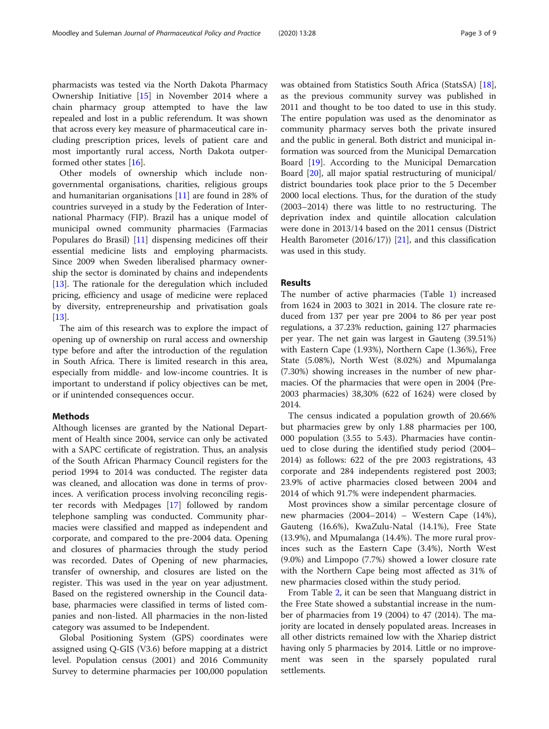pharmacists was tested via the North Dakota Pharmacy Ownership Initiative [15] in November 2014 where a chain pharmacy group attempted to have the law repealed and lost in a public referendum. It was shown that across every key measure of pharmaceutical care including prescription prices, levels of patient care and most importantly rural access, North Dakota outperformed other states [16].

Other models of ownership which include non-governmental organisations, charities, religious groups and humanitarian organisations [11] are found in 28% of countries surveyed in a study by the Federation of International Pharmacy (FIP). Brazil has a unique model of municipal owned community pharmacies (Farmacias Populares do Brasil) [11] dispensing medicines off their essential medicine lists and employing pharmacists. Since 2009 when Sweden liberalised pharmacy ownership the sector is dominated by chains and independents [13]. The rationale for the deregulation which included pricing, efficiency and usage of medicine were replaced by diversity, entrepreneurship and privatisation goals [13].

The aim of this research was to explore the impact of opening up of ownership on rural access and ownership type before and after the introduction of the regulation in South Africa. There is limited research in this area, especially from middle- and low-income countries. It is important to understand if policy objectives can be met, or if unintended consequences occur.

## Methods

Although licenses are granted by the National Department of Health since 2004, service can only be activated with a SAPC certificate of registration. Thus, an analysis of the South African Pharmacy Council registers for the period 1994 to 2014 was conducted. The register data was cleaned, and allocation was done in terms of provinces. A verification process involving reconciling register records with Medpages [17] followed by random telephone sampling was conducted. Community pharmacies were classified and mapped as independent and corporate, and compared to the pre-2004 data. Opening and closures of pharmacies through the study period was recorded. Dates of Opening of new pharmacies, transfer of ownership, and closures are listed on the register. This was used in the year on year adjustment. Based on the registered ownership in the Council database, pharmacies were classified in terms of listed companies and non-listed. All pharmacies in the non-listed category was assumed to be Independent.

Global Positioning System (GPS) coordinates were assigned using Q-GIS (V3.6) before mapping at a district level. Population census (2001) and 2016 Community Survey to determine pharmacies per 100,000 population was obtained from Statistics South Africa (StatsSA) [18], as the previous community survey was published in 2011 and thought to be too dated to use in this study. The entire population was used as the denominator as community pharmacy serves both the private insured and the public in general. Both district and municipal information was sourced from the Municipal Demarcation Board [19]. According to the Municipal Demarcation Board [20], all major spatial restructuring of municipal/district boundaries took place prior to the 5 December 2000 local elections. Thus, for the duration of the study (2003–2014) there was little to no restructuring. The deprivation index and quintile allocation calculation were done in 2013/14 based on the 2011 census (District Health Barometer (2016/17)) [21], and this classification was used in this study.

## Results

The number of active pharmacies (Table 1) increased from 1624 in 2003 to 3021 in 2014. The closure rate reduced from 137 per year pre 2004 to 86 per year post regulations, a 37.23% reduction, gaining 127 pharmacies per year. The net gain was largest in Gauteng (39.51%) with Eastern Cape (1.93%), Northern Cape (1.36%), Free State (5.08%), North West (8.02%) and Mpumalanga (7.30%) showing increases in the number of new pharmacies. Of the pharmacies that were open in 2004 (Pre-2003 pharmacies) 38,30% (622 of 1624) were closed by 2014.

The census indicated a population growth of 20.66% but pharmacies grew by only 1.88 pharmacies per 100,000 population (3.55 to 5.43). Pharmacies have continued to close during the identified study period (2004–2014) as follows: 622 of the pre 2003 registrations, 43 corporate and 284 independents registered post 2003; 23.9% of active pharmacies closed between 2004 and 2014 of which 91.7% were independent pharmacies.

Most provinces show a similar percentage closure of new pharmacies (2004–2014) – Western Cape (14%), Gauteng (16.6%), KwaZulu-Natal (14.1%), Free State (13.9%), and Mpumalanga (14.4%). The more rural provinces such as the Eastern Cape (3.4%), North West (9.0%) and Limpopo (7.7%) showed a lower closure rate with the Northern Cape being most affected as 31% of new pharmacies closed within the study period.

From Table 2, it can be seen that Manguang district in the Free State showed a substantial increase in the number of pharmacies from 19 (2004) to 47 (2014). The majority are located in densely populated areas. Increases in all other districts remained low with the Xhariep district having only 5 pharmacies by 2014. Little or no improvement was seen in the sparsely populated rural settlements.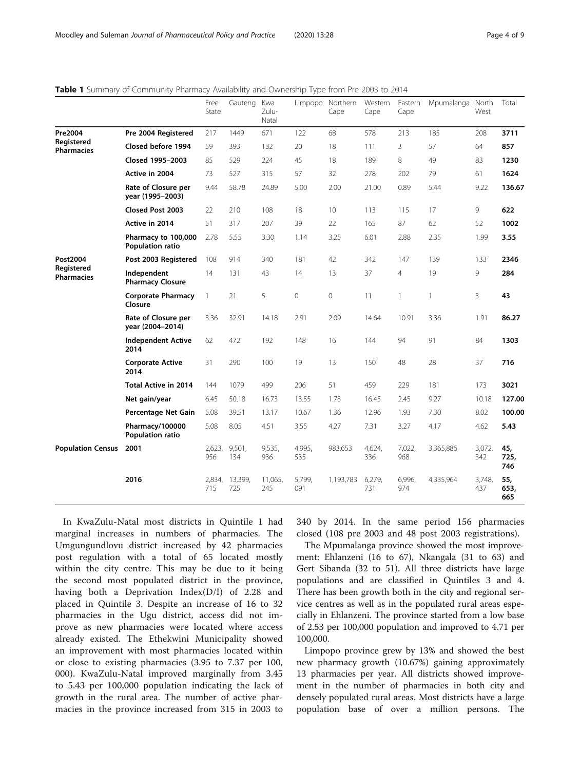**Table 1** Summary of Community Pharmacy Availability and Ownership Type from Pre 2003 to 2014

| | | Free State | Gauteng | Kwa Zulu-Natal | Limpopo | Northern Cape | Western Cape | Eastern Cape | Mpumalanga | North West | Total |
|---|---|---|---|---|---|---|---|---|---|---|---|
| **Pre2004 Registered Pharmacies** | **Pre 2004 Registered** | 217 | 1449 | 671 | 122 | 68 | 578 | 213 | 185 | 208 | **3711** |
| | **Closed before 1994** | 59 | 393 | 132 | 20 | 18 | 111 | 3 | 57 | 64 | **857** |
| | **Closed 1995–2003** | 85 | 529 | 224 | 45 | 18 | 189 | 8 | 49 | 83 | **1230** |
| | **Active in 2004** | 73 | 527 | 315 | 57 | 32 | 278 | 202 | 79 | 61 | **1624** |
| | **Rate of Closure per year (1995–2003)** | 9.44 | 58.78 | 24.89 | 5.00 | 2.00 | 21.00 | 0.89 | 5.44 | 9.22 | **136.67** |
| | **Closed Post 2003** | 22 | 210 | 108 | 18 | 10 | 113 | 115 | 17 | 9 | **622** |
| | **Active in 2014** | 51 | 317 | 207 | 39 | 22 | 165 | 87 | 62 | 52 | **1002** |
| | **Pharmacy to 100,000 Population ratio** | 2.78 | 5.55 | 3.30 | 1.14 | 3.25 | 6.01 | 2.88 | 2.35 | 1.99 | **3.55** |
| **Post2004 Registered Pharmacies** | **Post 2003 Registered** | 108 | 914 | 340 | 181 | 42 | 342 | 147 | 139 | 133 | **2346** |
| | **Independent Pharmacy Closure** | 14 | 131 | 43 | 14 | 13 | 37 | 4 | 19 | 9 | **284** |
| | **Corporate Pharmacy Closure** | 1 | 21 | 5 | 0 | 0 | 11 | 1 | 1 | 3 | **43** |
| | **Rate of Closure per year (2004–2014)** | 3.36 | 32.91 | 14.18 | 2.91 | 2.09 | 14.64 | 10.91 | 3.36 | 1.91 | **86.27** |
| | **Independent Active 2014** | 62 | 472 | 192 | 148 | 16 | 144 | 94 | 91 | 84 | **1303** |
| | **Corporate Active 2014** | 31 | 290 | 100 | 19 | 13 | 150 | 48 | 28 | 37 | **716** |
| | **Total Active in 2014** | 144 | 1079 | 499 | 206 | 51 | 459 | 229 | 181 | 173 | **3021** |
| | **Net gain/year** | 6.45 | 50.18 | 16.73 | 13.55 | 1.73 | 16.45 | 2.45 | 9.27 | 10.18 | **127.00** |
| | **Percentage Net Gain** | 5.08 | 39.51 | 13.17 | 10.67 | 1.36 | 12.96 | 1.93 | 7.30 | 8.02 | **100.00** |
| | **Pharmacy/100000 Population ratio** | 5.08 | 8.05 | 4.51 | 3.55 | 4.27 | 7.31 | 3.27 | 4.17 | 4.62 | **5.43** |
| **Population Census** | **2001** | 2,623,956 | 9,501,134 | 9,535,936 | 4,995,535 | 983,653 | 4,624,336 | 7,022,968 | 3,365,886 | 3,072,342 | **45,725,746** |
| | **2016** | 2,834,715 | 13,399,725 | 11,065,245 | 5,799,091 | 1,193,783 | 6,279,731 | 6,996,974 | 4,335,964 | 3,748,437 | **55,653,665** |

In KwaZulu-Natal most districts in Quintile 1 had marginal increases in numbers of pharmacies. The Umgungundlovu district increased by 42 pharmacies post regulation with a total of 65 located mostly within the city centre. This may be due to it being the second most populated district in the province, having both a Deprivation Index(D/I) of 2.28 and placed in Quintile 3. Despite an increase of 16 to 32 pharmacies in the Ugu district, access did not improve as new pharmacies were located where access already existed. The Ethekwini Municipality showed an improvement with most pharmacies located within or close to existing pharmacies (3.95 to 7.37 per 100, 000). KwaZulu-Natal improved marginally from 3.45 to 5.43 per 100,000 population indicating the lack of growth in the rural area. The number of active pharmacies in the province increased from 315 in 2003 to 340 by 2014. In the same period 156 pharmacies closed (108 pre 2003 and 48 post 2003 registrations).

The Mpumalanga province showed the most improvement: Ehlanzeni (16 to 67), Nkangala (31 to 63) and Gert Sibanda (32 to 51). All three districts have large populations and are classified in Quintiles 3 and 4. There has been growth both in the city and regional service centres as well as in the populated rural areas especially in Ehlanzeni. The province started from a low base of 2.53 per 100,000 population and improved to 4.71 per 100,000.

Limpopo province grew by 13% and showed the best new pharmacy growth (10.67%) gaining approximately 13 pharmacies per year. All districts showed improvement in the number of pharmacies in both city and densely populated rural areas. Most districts have a large population base of over a million persons. The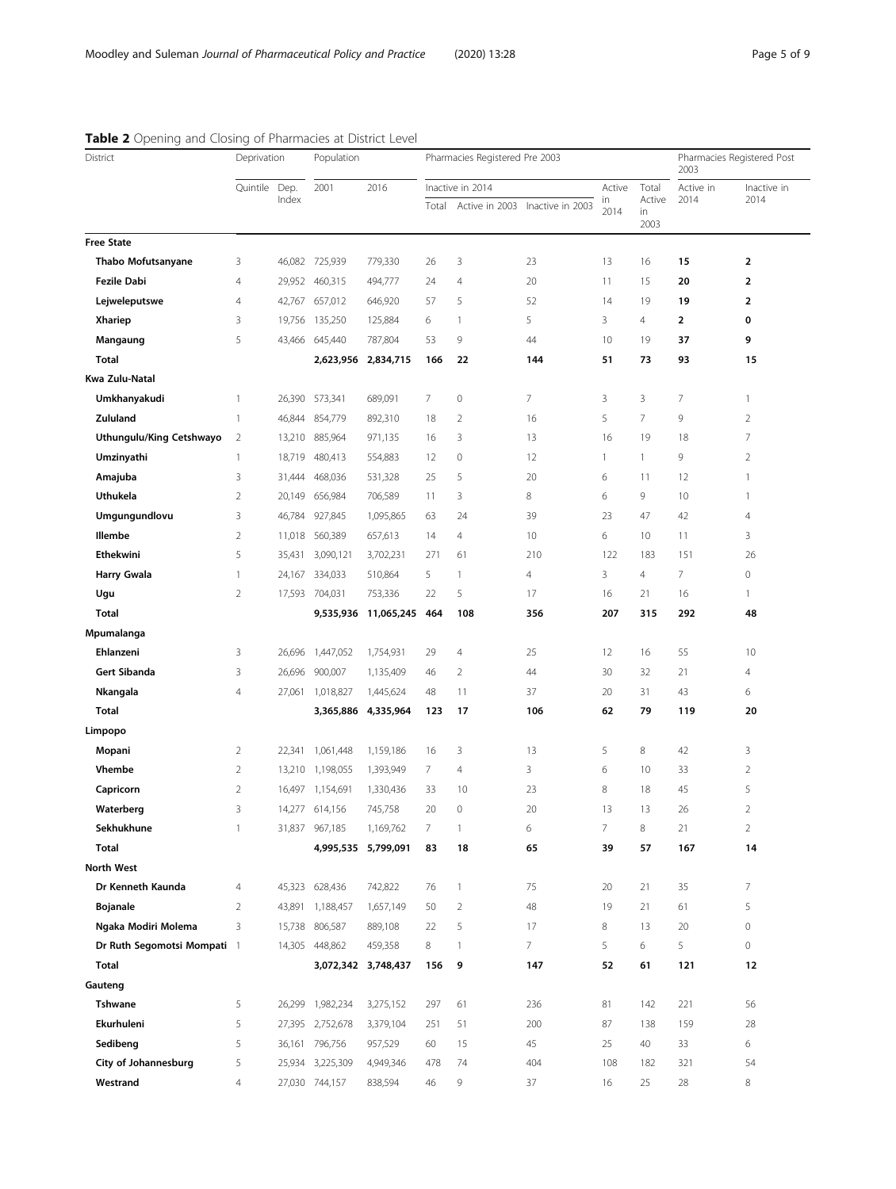**Table 2** Opening and Closing of Pharmacies at District Level

| District | Deprivation | | Population | | Pharmacies Registered Pre 2003 | | | | | Pharmacies Registered Post 2003 | |
|---|---|---|---|---|---|---|---|---|---|---|---|
| | Quintile | Dep. Index | 2001 | 2016 | Inactive in 2014 | | | Active in 2014 | Total Active in 2003 | Active in 2014 | Inactive in 2014 |
| | | | | | Total | Active in 2003 | Inactive in 2003 | | | | |
| **Free State** | | | | | | | | | | | |
| **Thabo Mofutsanyane** | 3 | 46,082 | 725,939 | 779,330 | 26 | 3 | 23 | 13 | 16 | **15** | **2** |
| **Fezile Dabi** | 4 | 29,952 | 460,315 | 494,777 | 24 | 4 | 20 | 11 | 15 | **20** | **2** |
| **Lejweleputswe** | 4 | 42,767 | 657,012 | 646,920 | 57 | 5 | 52 | 14 | 19 | **19** | **2** |
| **Xhariep** | 3 | 19,756 | 135,250 | 125,884 | 6 | 1 | 5 | 3 | 4 | **2** | **0** |
| **Mangaung** | 5 | 43,466 | 645,440 | 787,804 | 53 | 9 | 44 | 10 | 19 | **37** | **9** |
| **Total** | | | **2,623,956** | **2,834,715** | **166** | **22** | **144** | **51** | **73** | **93** | **15** |
| **Kwa Zulu-Natal** | | | | | | | | | | | |
| **Umkhanyakudi** | 1 | 26,390 | 573,341 | 689,091 | 7 | 0 | 7 | 3 | 3 | 7 | 1 |
| **Zululand** | 1 | 46,844 | 854,779 | 892,310 | 18 | 2 | 16 | 5 | 7 | 9 | 2 |
| **Uthungulu/King Cetshwayo** | 2 | 13,210 | 885,964 | 971,135 | 16 | 3 | 13 | 16 | 19 | 18 | 7 |
| **Umzinyathi** | 1 | 18,719 | 480,413 | 554,883 | 12 | 0 | 12 | 1 | 1 | 9 | 2 |
| **Amajuba** | 3 | 31,444 | 468,036 | 531,328 | 25 | 5 | 20 | 6 | 11 | 12 | 1 |
| **Uthukela** | 2 | 20,149 | 656,984 | 706,589 | 11 | 3 | 8 | 6 | 9 | 10 | 1 |
| **Umgungundlovu** | 3 | 46,784 | 927,845 | 1,095,865 | 63 | 24 | 39 | 23 | 47 | 42 | 4 |
| **Illembe** | 2 | 11,018 | 560,389 | 657,613 | 14 | 4 | 10 | 6 | 10 | 11 | 3 |
| **Ethekwini** | 5 | 35,431 | 3,090,121 | 3,702,231 | 271 | 61 | 210 | 122 | 183 | 151 | 26 |
| **Harry Gwala** | 1 | 24,167 | 334,033 | 510,864 | 5 | 1 | 4 | 3 | 4 | 7 | 0 |
| **Ugu** | 2 | 17,593 | 704,031 | 753,336 | 22 | 5 | 17 | 16 | 21 | 16 | 1 |
| **Total** | | | **9,535,936** | **11,065,245** | **464** | **108** | **356** | **207** | **315** | **292** | **48** |
| **Mpumalanga** | | | | | | | | | | | |
| **Ehlanzeni** | 3 | 26,696 | 1,447,052 | 1,754,931 | 29 | 4 | 25 | 12 | 16 | 55 | 10 |
| **Gert Sibanda** | 3 | 26,696 | 900,007 | 1,135,409 | 46 | 2 | 44 | 30 | 32 | 21 | 4 |
| **Nkangala** | 4 | 27,061 | 1,018,827 | 1,445,624 | 48 | 11 | 37 | 20 | 31 | 43 | 6 |
| **Total** | | | **3,365,886** | **4,335,964** | **123** | **17** | **106** | **62** | **79** | **119** | **20** |
| **Limpopo** | | | | | | | | | | | |
| **Mopani** | 2 | 22,341 | 1,061,448 | 1,159,186 | 16 | 3 | 13 | 5 | 8 | 42 | 3 |
| **Vhembe** | 2 | 13,210 | 1,198,055 | 1,393,949 | 7 | 4 | 3 | 6 | 10 | 33 | 2 |
| **Capricorn** | 2 | 16,497 | 1,154,691 | 1,330,436 | 33 | 10 | 23 | 8 | 18 | 45 | 5 |
| **Waterberg** | 3 | 14,277 | 614,156 | 745,758 | 20 | 0 | 20 | 13 | 13 | 26 | 2 |
| **Sekhukhune** | 1 | 31,837 | 967,185 | 1,169,762 | 7 | 1 | 6 | 7 | 8 | 21 | 2 |
| **Total** | | | **4,995,535** | **5,799,091** | **83** | **18** | **65** | **39** | **57** | **167** | **14** |
| **North West** | | | | | | | | | | | |
| **Dr Kenneth Kaunda** | 4 | 45,323 | 628,436 | 742,822 | 76 | 1 | 75 | 20 | 21 | 35 | 7 |
| **Bojanale** | 2 | 43,891 | 1,188,457 | 1,657,149 | 50 | 2 | 48 | 19 | 21 | 61 | 5 |
| **Ngaka Modiri Molema** | 3 | 15,738 | 806,587 | 889,108 | 22 | 5 | 17 | 8 | 13 | 20 | 0 |
| **Dr Ruth Segomotsi Mompati** | 1 | 14,305 | 448,862 | 459,358 | 8 | 1 | 7 | 5 | 6 | 5 | 0 |
| **Total** | | | **3,072,342** | **3,748,437** | **156** | **9** | **147** | **52** | **61** | **121** | **12** |
| **Gauteng** | | | | | | | | | | | |
| **Tshwane** | 5 | 26,299 | 1,982,234 | 3,275,152 | 297 | 61 | 236 | 81 | 142 | 221 | 56 |
| **Ekurhuleni** | 5 | 27,395 | 2,752,678 | 3,379,104 | 251 | 51 | 200 | 87 | 138 | 159 | 28 |
| **Sedibeng** | 5 | 36,161 | 796,756 | 957,529 | 60 | 15 | 45 | 25 | 40 | 33 | 6 |
| **City of Johannesburg** | 5 | 25,934 | 3,225,309 | 4,949,346 | 478 | 74 | 404 | 108 | 182 | 321 | 54 |
| **Westrand** | 4 | 27,030 | 744,157 | 838,594 | 46 | 9 | 37 | 16 | 25 | 28 | 8 |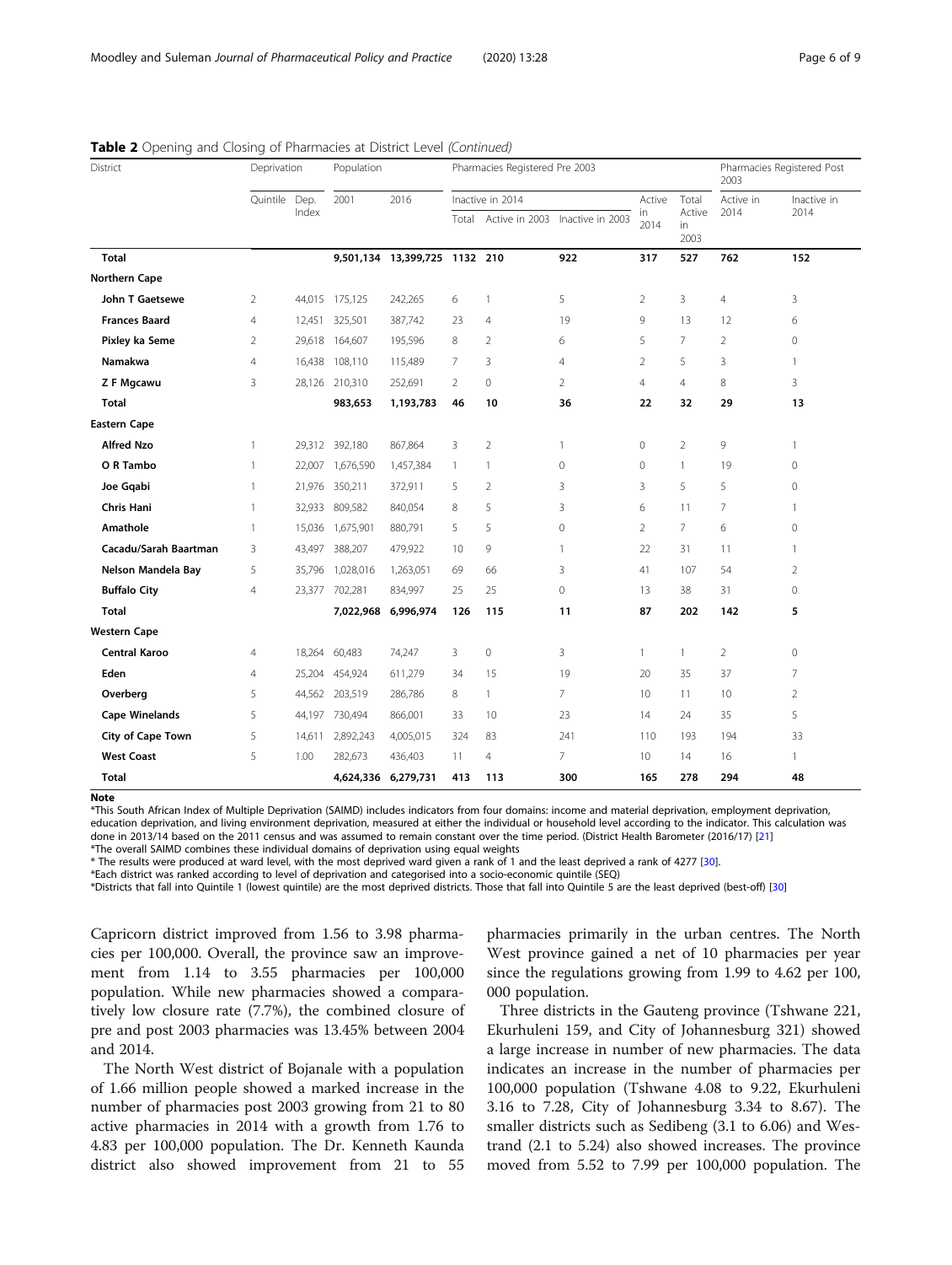**Table 2** Opening and Closing of Pharmacies at District Level *(Continued)*

| District | Deprivation | | Population | | Pharmacies Registered Pre 2003 | | | | | Pharmacies Registered Post 2003 | |
|---|---|---|---|---|---|---|---|---|---|---|---|
| | Quintile | Dep. Index | 2001 | 2016 | Inactive in 2014 | | | Active in 2014 | Total Active in 2003 | Active in 2014 | Inactive in 2014 |
| | | | | | Total | Active in 2003 | Inactive in 2003 | | | | |
| **Total** | | | **9,501,134** | **13,399,725** | **1132** | **210** | **922** | **317** | **527** | **762** | **152** |
| **Northern Cape** | | | | | | | | | | | |
| **John T Gaetsewe** | 2 | 44,015 | 175,125 | 242,265 | 6 | 1 | 5 | 2 | 3 | 4 | 3 |
| **Frances Baard** | 4 | 12,451 | 325,501 | 387,742 | 23 | 4 | 19 | 9 | 13 | 12 | 6 |
| **Pixley ka Seme** | 2 | 29,618 | 164,607 | 195,596 | 8 | 2 | 6 | 5 | 7 | 2 | 0 |
| **Namakwa** | 4 | 16,438 | 108,110 | 115,489 | 7 | 3 | 4 | 2 | 5 | 3 | 1 |
| **Z F Mgcawu** | 3 | 28,126 | 210,310 | 252,691 | 2 | 0 | 2 | 4 | 4 | 8 | 3 |
| **Total** | | | **983,653** | **1,193,783** | **46** | **10** | **36** | **22** | **32** | **29** | **13** |
| **Eastern Cape** | | | | | | | | | | | |
| **Alfred Nzo** | 1 | 29,312 | 392,180 | 867,864 | 3 | 2 | 1 | 0 | 2 | 9 | 1 |
| **O R Tambo** | 1 | 22,007 | 1,676,590 | 1,457,384 | 1 | 1 | 0 | 0 | 1 | 19 | 0 |
| **Joe Gqabi** | 1 | 21,976 | 350,211 | 372,911 | 5 | 2 | 3 | 3 | 5 | 5 | 0 |
| **Chris Hani** | 1 | 32,933 | 809,582 | 840,054 | 8 | 5 | 3 | 6 | 11 | 7 | 1 |
| **Amathole** | 1 | 15,036 | 1,675,901 | 880,791 | 5 | 5 | 0 | 2 | 7 | 6 | 0 |
| **Cacadu/Sarah Baartman** | 3 | 43,497 | 388,207 | 479,922 | 10 | 9 | 1 | 22 | 31 | 11 | 1 |
| **Nelson Mandela Bay** | 5 | 35,796 | 1,028,016 | 1,263,051 | 69 | 66 | 3 | 41 | 107 | 54 | 2 |
| **Buffalo City** | 4 | 23,377 | 702,281 | 834,997 | 25 | 25 | 0 | 13 | 38 | 31 | 0 |
| **Total** | | | **7,022,968** | **6,996,974** | **126** | **115** | **11** | **87** | **202** | **142** | **5** |
| **Western Cape** | | | | | | | | | | | |
| **Central Karoo** | 4 | 18,264 | 60,483 | 74,247 | 3 | 0 | 3 | 1 | 1 | 2 | 0 |
| **Eden** | 4 | 25,204 | 454,924 | 611,279 | 34 | 15 | 19 | 20 | 35 | 37 | 7 |
| **Overberg** | 5 | 44,562 | 203,519 | 286,786 | 8 | 1 | 7 | 10 | 11 | 10 | 2 |
| **Cape Winelands** | 5 | 44,197 | 730,494 | 866,001 | 33 | 10 | 23 | 14 | 24 | 35 | 5 |
| **City of Cape Town** | 5 | 14,611 | 2,892,243 | 4,005,015 | 324 | 83 | 241 | 110 | 193 | 194 | 33 |
| **West Coast** | 5 | 1.00 | 282,673 | 436,403 | 11 | 4 | 7 | 10 | 14 | 16 | 1 |
| **Total** | | | **4,624,336** | **6,279,731** | **413** | **113** | **300** | **165** | **278** | **294** | **48** |

**Note**

*This South African Index of Multiple Deprivation (SAIMD) includes indicators from four domains: income and material deprivation, employment deprivation, education deprivation, and living environment deprivation, measured at either the individual or household level according to the indicator. This calculation was done in 2013/14 based on the 2011 census and was assumed to remain constant over the time period. (District Health Barometer (2016/17) [21]

*The overall SAIMD combines these individual domains of deprivation using equal weights

* The results were produced at ward level, with the most deprived ward given a rank of 1 and the least deprived a rank of 4277 [30].

*Each district was ranked according to level of deprivation and categorised into a socio-economic quintile (SEQ)

*Districts that fall into Quintile 1 (lowest quintile) are the most deprived districts. Those that fall into Quintile 5 are the least deprived (best-off) [30]

Capricorn district improved from 1.56 to 3.98 pharmacies per 100,000. Overall, the province saw an improvement from 1.14 to 3.55 pharmacies per 100,000 population. While new pharmacies showed a comparatively low closure rate (7.7%), the combined closure of pre and post 2003 pharmacies was 13.45% between 2004 and 2014.

The North West district of Bojanale with a population of 1.66 million people showed a marked increase in the number of pharmacies post 2003 growing from 21 to 80 active pharmacies in 2014 with a growth from 1.76 to 4.83 per 100,000 population. The Dr. Kenneth Kaunda district also showed improvement from 21 to 55 pharmacies primarily in the urban centres. The North West province gained a net of 10 pharmacies per year since the regulations growing from 1.99 to 4.62 per 100,000 population.

Three districts in the Gauteng province (Tshwane 221, Ekurhuleni 159, and City of Johannesburg 321) showed a large increase in number of new pharmacies. The data indicates an increase in the number of pharmacies per 100,000 population (Tshwane 4.08 to 9.22, Ekurhuleni 3.16 to 7.28, City of Johannesburg 3.34 to 8.67). The smaller districts such as Sedibeng (3.1 to 6.06) and Westrand (2.1 to 5.24) also showed increases. The province moved from 5.52 to 7.99 per 100,000 population. The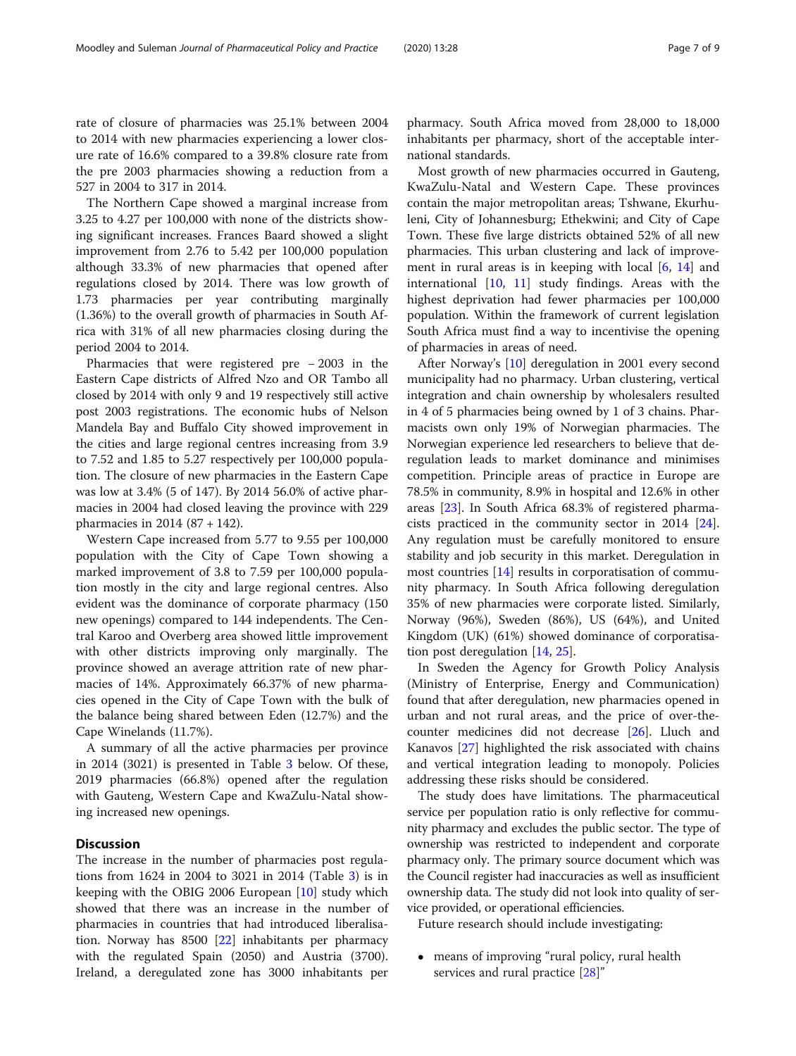rate of closure of pharmacies was 25.1% between 2004 to 2014 with new pharmacies experiencing a lower closure rate of 16.6% compared to a 39.8% closure rate from the pre 2003 pharmacies showing a reduction from a 527 in 2004 to 317 in 2014.

The Northern Cape showed a marginal increase from 3.25 to 4.27 per 100,000 with none of the districts showing significant increases. Frances Baard showed a slight improvement from 2.76 to 5.42 per 100,000 population although 33.3% of new pharmacies that opened after regulations closed by 2014. There was low growth of 1.73 pharmacies per year contributing marginally (1.36%) to the overall growth of pharmacies in South Africa with 31% of all new pharmacies closing during the period 2004 to 2014.

Pharmacies that were registered pre – 2003 in the Eastern Cape districts of Alfred Nzo and OR Tambo all closed by 2014 with only 9 and 19 respectively still active post 2003 registrations. The economic hubs of Nelson Mandela Bay and Buffalo City showed improvement in the cities and large regional centres increasing from 3.9 to 7.52 and 1.85 to 5.27 respectively per 100,000 population. The closure of new pharmacies in the Eastern Cape was low at 3.4% (5 of 147). By 2014 56.0% of active pharmacies in 2004 had closed leaving the province with 229 pharmacies in 2014 (87 + 142).

Western Cape increased from 5.77 to 9.55 per 100,000 population with the City of Cape Town showing a marked improvement of 3.8 to 7.59 per 100,000 population mostly in the city and large regional centres. Also evident was the dominance of corporate pharmacy (150 new openings) compared to 144 independents. The Central Karoo and Overberg area showed little improvement with other districts improving only marginally. The province showed an average attrition rate of new pharmacies of 14%. Approximately 66.37% of new pharmacies opened in the City of Cape Town with the bulk of the balance being shared between Eden (12.7%) and the Cape Winelands (11.7%).

A summary of all the active pharmacies per province in 2014 (3021) is presented in Table 3 below. Of these, 2019 pharmacies (66.8%) opened after the regulation with Gauteng, Western Cape and KwaZulu-Natal showing increased new openings.

## Discussion

The increase in the number of pharmacies post regulations from 1624 in 2004 to 3021 in 2014 (Table 3) is in keeping with the OBIG 2006 European [10] study which showed that there was an increase in the number of pharmacies in countries that had introduced liberalisation. Norway has 8500 [22] inhabitants per pharmacy with the regulated Spain (2050) and Austria (3700). Ireland, a deregulated zone has 3000 inhabitants per pharmacy. South Africa moved from 28,000 to 18,000 inhabitants per pharmacy, short of the acceptable international standards.

Most growth of new pharmacies occurred in Gauteng, KwaZulu-Natal and Western Cape. These provinces contain the major metropolitan areas; Tshwane, Ekurhuleni, City of Johannesburg; Ethekwini; and City of Cape Town. These five large districts obtained 52% of all new pharmacies. This urban clustering and lack of improvement in rural areas is in keeping with local [6, 14] and international [10, 11] study findings. Areas with the highest deprivation had fewer pharmacies per 100,000 population. Within the framework of current legislation South Africa must find a way to incentivise the opening of pharmacies in areas of need.

After Norway's [10] deregulation in 2001 every second municipality had no pharmacy. Urban clustering, vertical integration and chain ownership by wholesalers resulted in 4 of 5 pharmacies being owned by 1 of 3 chains. Pharmacists own only 19% of Norwegian pharmacies. The Norwegian experience led researchers to believe that deregulation leads to market dominance and minimises competition. Principle areas of practice in Europe are 78.5% in community, 8.9% in hospital and 12.6% in other areas [23]. In South Africa 68.3% of registered pharmacists practiced in the community sector in 2014 [24]. Any regulation must be carefully monitored to ensure stability and job security in this market. Deregulation in most countries [14] results in corporatisation of community pharmacy. In South Africa following deregulation 35% of new pharmacies were corporate listed. Similarly, Norway (96%), Sweden (86%), US (64%), and United Kingdom (UK) (61%) showed dominance of corporatisation post deregulation [14, 25].

In Sweden the Agency for Growth Policy Analysis (Ministry of Enterprise, Energy and Communication) found that after deregulation, new pharmacies opened in urban and not rural areas, and the price of over-the-counter medicines did not decrease [26]. Lluch and Kanavos [27] highlighted the risk associated with chains and vertical integration leading to monopoly. Policies addressing these risks should be considered.

The study does have limitations. The pharmaceutical service per population ratio is only reflective for community pharmacy and excludes the public sector. The type of ownership was restricted to independent and corporate pharmacy only. The primary source document which was the Council register had inaccuracies as well as insufficient ownership data. The study did not look into quality of service provided, or operational efficiencies.

Future research should include investigating:

- means of improving "rural policy, rural health services and rural practice [28]"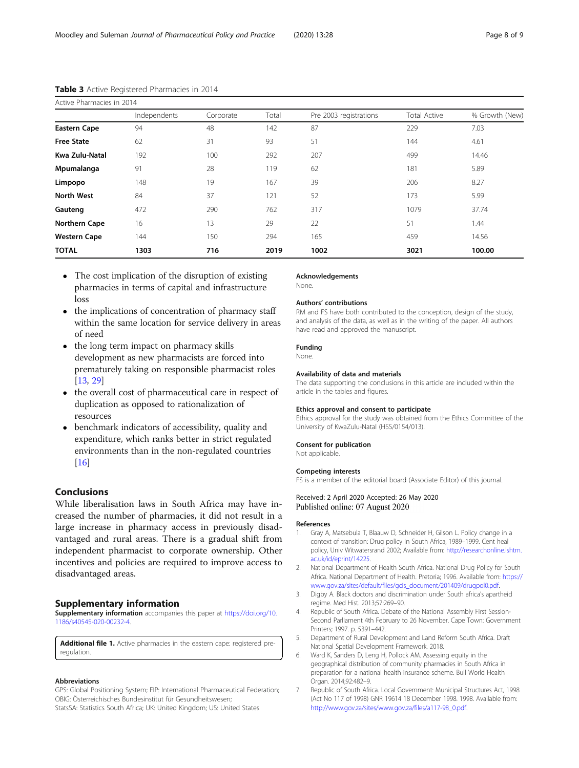**Table 3** Active Registered Pharmacies in 2014

| Active Pharmacies in 2014 | | | | | | |
|---|---|---|---|---|---|---|
| | Independents | Corporate | Total | Pre 2003 registrations | Total Active | % Growth (New) |
| **Eastern Cape** | 94 | 48 | 142 | 87 | 229 | 7.03 |
| **Free State** | 62 | 31 | 93 | 51 | 144 | 4.61 |
| **Kwa Zulu-Natal** | 192 | 100 | 292 | 207 | 499 | 14.46 |
| **Mpumalanga** | 91 | 28 | 119 | 62 | 181 | 5.89 |
| **Limpopo** | 148 | 19 | 167 | 39 | 206 | 8.27 |
| **North West** | 84 | 37 | 121 | 52 | 173 | 5.99 |
| **Gauteng** | 472 | 290 | 762 | 317 | 1079 | 37.74 |
| **Northern Cape** | 16 | 13 | 29 | 22 | 51 | 1.44 |
| **Western Cape** | 144 | 150 | 294 | 165 | 459 | 14.56 |
| **TOTAL** | **1303** | **716** | **2019** | **1002** | **3021** | **100.00** |

- The cost implication of the disruption of existing pharmacies in terms of capital and infrastructure loss
- the implications of concentration of pharmacy staff within the same location for service delivery in areas of need
- the long term impact on pharmacy skills development as new pharmacists are forced into prematurely taking on responsible pharmacist roles [13, 29]
- the overall cost of pharmaceutical care in respect of duplication as opposed to rationalization of resources
- benchmark indicators of accessibility, quality and expenditure, which ranks better in strict regulated environments than in the non-regulated countries [16]

## Conclusions

While liberalisation laws in South Africa may have increased the number of pharmacies, it did not result in a large increase in pharmacy access in previously disadvantaged and rural areas. There is a gradual shift from independent pharmacist to corporate ownership. Other incentives and policies are required to improve access to disadvantaged areas.

## Supplementary information

**Supplementary information** accompanies this paper at https://doi.org/10.1186/s40545-020-00232-4.

**Additional file 1.** Active pharmacies in the eastern cape: registered pre-regulation.

### Abbreviations

GPS: Global Positioning System; FIP: International Pharmaceutical Federation; OBIG: Österreichisches Bundesinstitut für Gesundheitswesen; StatsSA: Statistics South Africa; UK: United Kingdom; US: United States

### Acknowledgements

None.

### Authors' contributions

RM and FS have both contributed to the conception, design of the study, and analysis of the data, as well as in the writing of the paper. All authors have read and approved the manuscript.

### Funding

None.

### Availability of data and materials

The data supporting the conclusions in this article are included within the article in the tables and figures.

### Ethics approval and consent to participate

Ethics approval for the study was obtained from the Ethics Committee of the University of KwaZulu-Natal (HSS/0154/013).

### Consent for publication

Not applicable.

### Competing interests

FS is a member of the editorial board (Associate Editor) of this journal.

Received: 2 April 2020 Accepted: 26 May 2020
Published online: 07 August 2020

### References

1. Gray A, Matsebula T, Blaauw D, Schneider H, Gilson L. Policy change in a context of transition: Drug policy in South Africa, 1989–1999. Cent heal policy, Univ Witwatersrand 2002; Available from: http://researchonline.lshtm.ac.uk/id/eprint/14225.
2. National Department of Health South Africa. National Drug Policy for South Africa. National Department of Health. Pretoria; 1996. Available from: https://www.gov.za/sites/default/files/gcis_document/201409/drugpol0.pdf.
3. Digby A. Black doctors and discrimination under South africa's apartheid regime. Med Hist. 2013;57:269–90.
4. Republic of South Africa. Debate of the National Assembly First Session-Second Parliament 4th February to 26 November. Cape Town: Government Printers; 1997. p. 5391–442.
5. Department of Rural Development and Land Reform South Africa. Draft National Spatial Development Framework. 2018.
6. Ward K, Sanders D, Leng H, Pollock AM. Assessing equity in the geographical distribution of community pharmacies in South Africa in preparation for a national health insurance scheme. Bull World Health Organ. 2014;92:482–9.
7. Republic of South Africa. Local Government: Municipal Structures Act, 1998 (Act No 117 of 1998) GNR 19614 18 December 1998. 1998. Available from: http://www.gov.za/sites/www.gov.za/files/a117-98_0.pdf.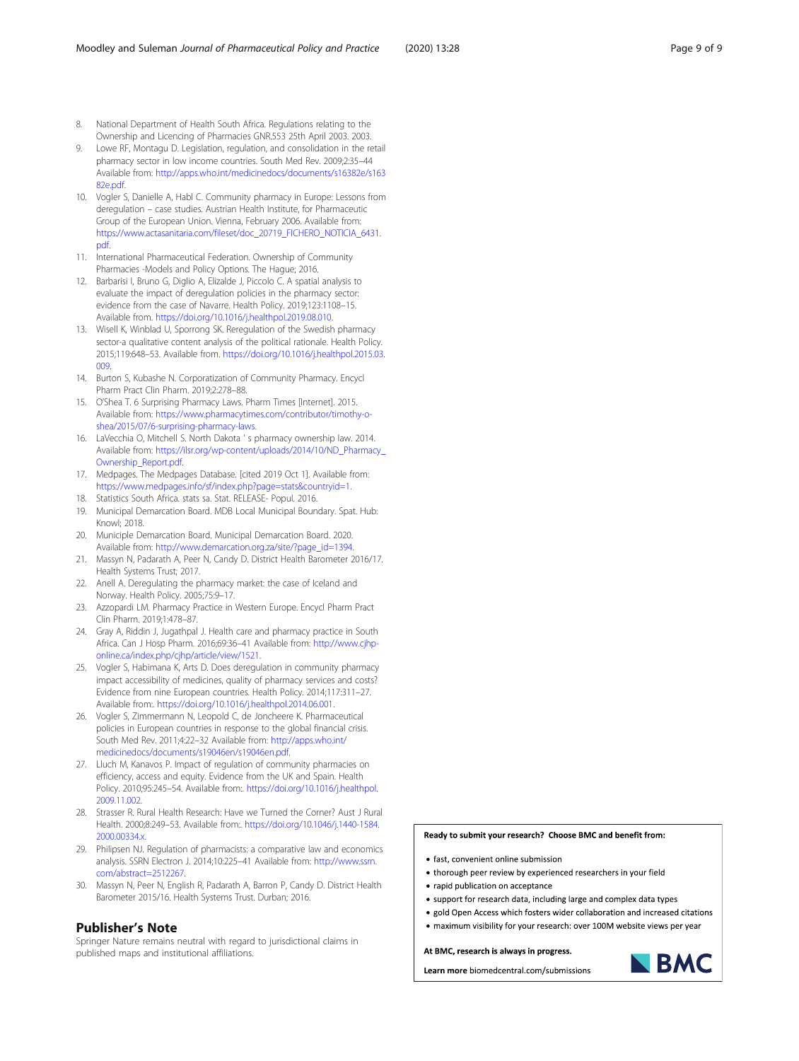8. National Department of Health South Africa. Regulations relating to the Ownership and Licencing of Pharmacies GNR.553 25th April 2003. 2003.
9. Lowe RF, Montagu D. Legislation, regulation, and consolidation in the retail pharmacy sector in low income countries. South Med Rev. 2009;2:35–44 Available from: http://apps.who.int/medicinedocs/documents/s16382e/s16382e.pdf.
10. Vogler S, Danielle A, Habl C. Community pharmacy in Europe: Lessons from deregulation – case studies. Austrian Health Institute, for Pharmaceutic Group of the European Union. Vienna, February 2006. Available from: https://www.actasanitaria.com/fileset/doc_20719_FICHERO_NOTICIA_6431.pdf.
11. International Pharmaceutical Federation. Ownership of Community Pharmacies -Models and Policy Options. The Hague; 2016.
12. Barbarisi I, Bruno G, Diglio A, Elizalde J, Piccolo C. A spatial analysis to evaluate the impact of deregulation policies in the pharmacy sector: evidence from the case of Navarre. Health Policy. 2019;123:1108–15. Available from. https://doi.org/10.1016/j.healthpol.2019.08.010.
13. Wisell K, Winblad U, Sporrong SK. Reregulation of the Swedish pharmacy sector-a qualitative content analysis of the political rationale. Health Policy. 2015;119:648–53. Available from. https://doi.org/10.1016/j.healthpol.2015.03.009.
14. Burton S, Kubashe N. Corporatization of Community Pharmacy. Encycl Pharm Pract Clin Pharm. 2019;2:278–88.
15. O'Shea T. 6 Surprising Pharmacy Laws. Pharm Times [Internet]. 2015. Available from: https://www.pharmacytimes.com/contributor/timothy-o-shea/2015/07/6-surprising-pharmacy-laws.
16. LaVecchia O, Mitchell S. North Dakota ' s pharmacy ownership law. 2014. Available from: https://ilsr.org/wp-content/uploads/2014/10/ND_Pharmacy_Ownership_Report.pdf.
17. Medpages. The Medpages Database. [cited 2019 Oct 1]. Available from: https://www.medpages.info/sf/index.php?page=stats&countryid=1.
18. Statistics South Africa. stats sa. Stat. RELEASE- Popul. 2016.
19. Municipal Demarcation Board. MDB Local Municipal Boundary. Spat. Hub: Knowl; 2018.
20. Municiple Demarcation Board. Municipal Demarcation Board. 2020. Available from: http://www.demarcation.org.za/site/?page_id=1394.
21. Massyn N, Padarath A, Peer N, Candy D. District Health Barometer 2016/17. Health Systems Trust; 2017.
22. Anell A. Deregulating the pharmacy market: the case of Iceland and Norway. Health Policy. 2005;75:9–17.
23. Azzopardi LM. Pharmacy Practice in Western Europe. Encycl Pharm Pract Clin Pharm. 2019;1:478–87.
24. Gray A, Riddin J, Jugathpal J. Health care and pharmacy practice in South Africa. Can J Hosp Pharm. 2016;69:36–41 Available from: http://www.cjhp-online.ca/index.php/cjhp/article/view/1521.
25. Vogler S, Habimana K, Arts D. Does deregulation in community pharmacy impact accessibility of medicines, quality of pharmacy services and costs? Evidence from nine European countries. Health Policy. 2014;117:311–27. Available from:. https://doi.org/10.1016/j.healthpol.2014.06.001.
26. Vogler S, Zimmermann N, Leopold C, de Joncheere K. Pharmaceutical policies in European countries in response to the global financial crisis. South Med Rev. 2011;4:22–32 Available from: http://apps.who.int/medicinedocs/documents/s19046en/s19046en.pdf.
27. Lluch M, Kanavos P. Impact of regulation of community pharmacies on efficiency, access and equity. Evidence from the UK and Spain. Health Policy. 2010;95:245–54. Available from:. https://doi.org/10.1016/j.healthpol.2009.11.002.
28. Strasser R. Rural Health Research: Have we Turned the Corner? Aust J Rural Health. 2000;8:249–53. Available from:. https://doi.org/10.1046/j.1440-1584.2000.00334.x.
29. Philipsen NJ. Regulation of pharmacists: a comparative law and economics analysis. SSRN Electron J. 2014;10:225–41 Available from: http://www.ssrn.com/abstract=2512267.
30. Massyn N, Peer N, English R, Padarath A, Barron P, Candy D. District Health Barometer 2015/16. Health Systems Trust. Durban; 2016.

## Publisher's Note

Springer Nature remains neutral with regard to jurisdictional claims in published maps and institutional affiliations.

**Ready to submit your research? Choose BMC and benefit from:**

- fast, convenient online submission
- thorough peer review by experienced researchers in your field
- rapid publication on acceptance
- support for research data, including large and complex data types
- gold Open Access which fosters wider collaboration and increased citations
- maximum visibility for your research: over 100M website views per year

**At BMC, research is always in progress.**

**Learn more** biomedcentral.com/submissions

BMC